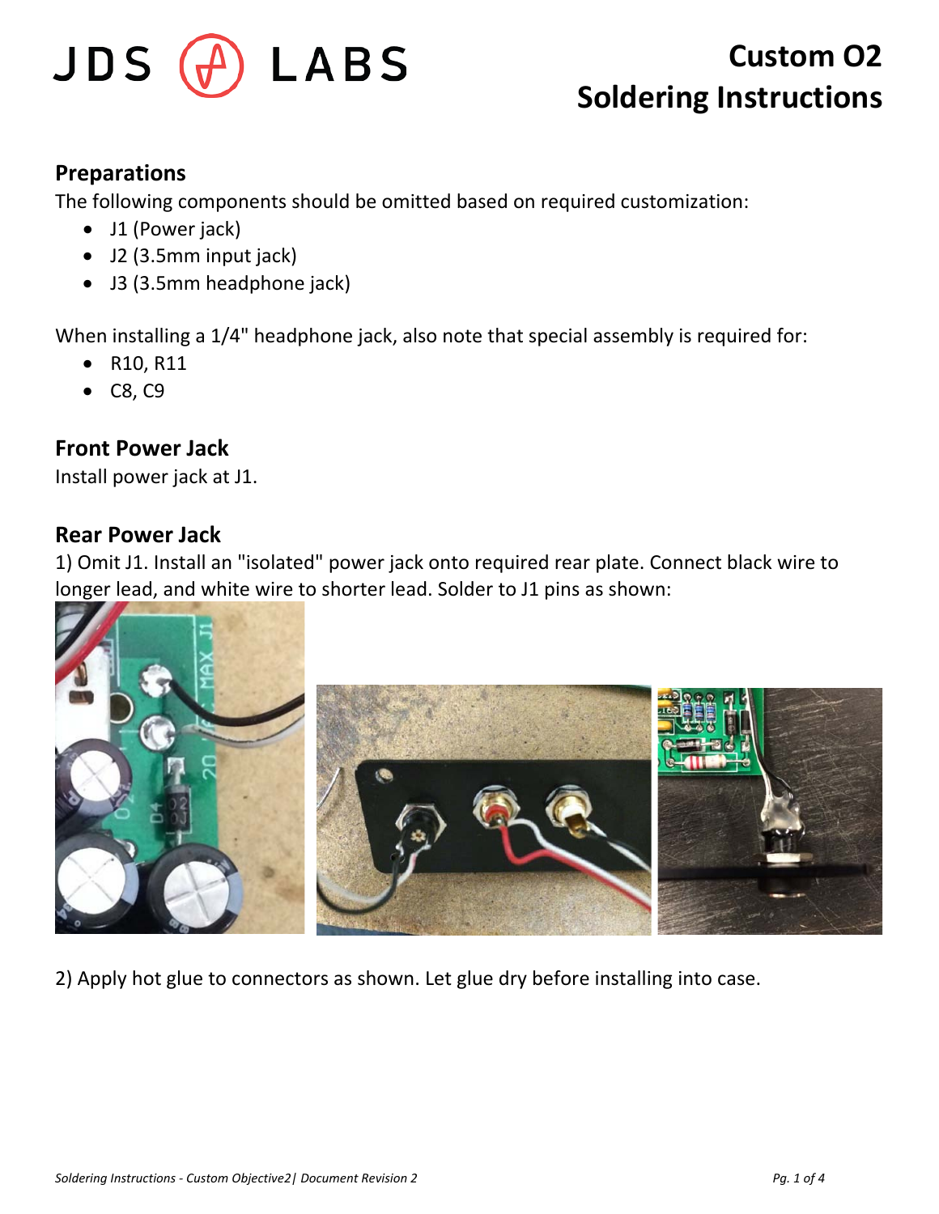# Custom O2 Soldering Instructions

## Preparations

The following components should be omitted based on required customization:

- J1 (Power jack)
- J2 (3.5mm input jack)
- J3 (3.5mm headphone jack)

When installing a 1/4" headphone jack, also note that special assembly is required for:

- R10, R11
- C8, C9

## Front Power Jack

Install power jack at J1.

## Rear Power Jack

1) Omit J1. Install an "isolated" power jack onto required rear plate. Connect black wire to longer lead, and white wire to shorter lead. Solder to J1 pins as shown:

2) Apply hot glue to connectors as shown. Let glue dry before installing into case.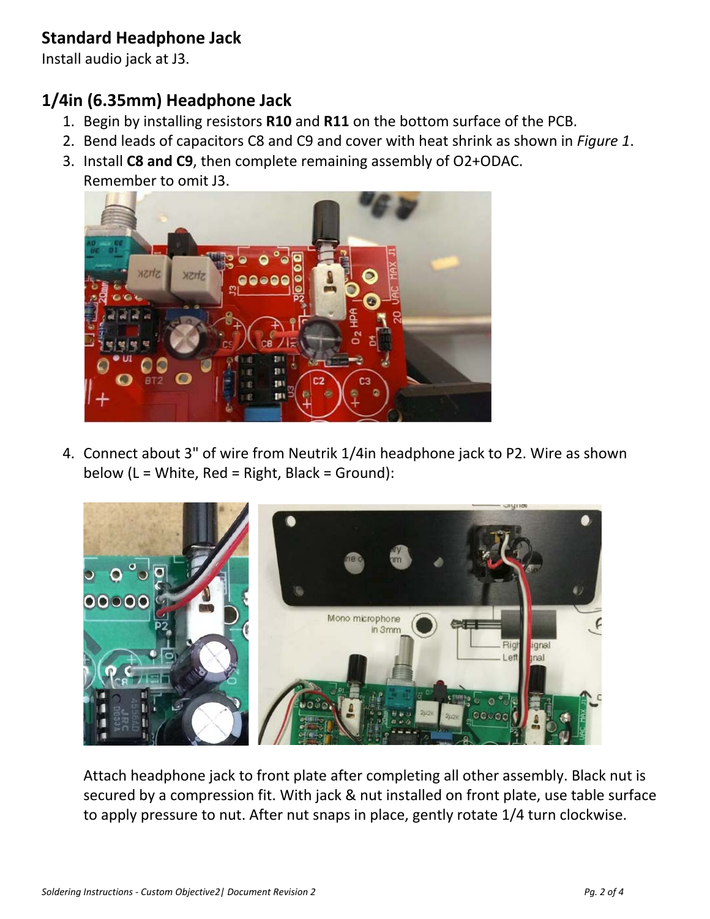## Standard Headphone Jack

Install audio jack at J3.

## 1/4in (6.35mm) Headphone Jack

1. Begin by installing resistors **R10** and **R11** on the bottom surface of the PCB.
2. Bend leads of capacitors C8 and C9 and cover with heat shrink as shown in *Figure 1*.
3. Install **C8 and C9**, then complete remaining assembly of O2+ODAC.
   Remember to omit J3.

4. Connect about 3" of wire from Neutrik 1/4in headphone jack to P2. Wire as shown below (L = White, Red = Right, Black = Ground):

   Attach headphone jack to front plate after completing all other assembly. Black nut is secured by a compression fit. With jack & nut installed on front plate, use table surface to apply pressure to nut. After nut snaps in place, gently rotate 1/4 turn clockwise.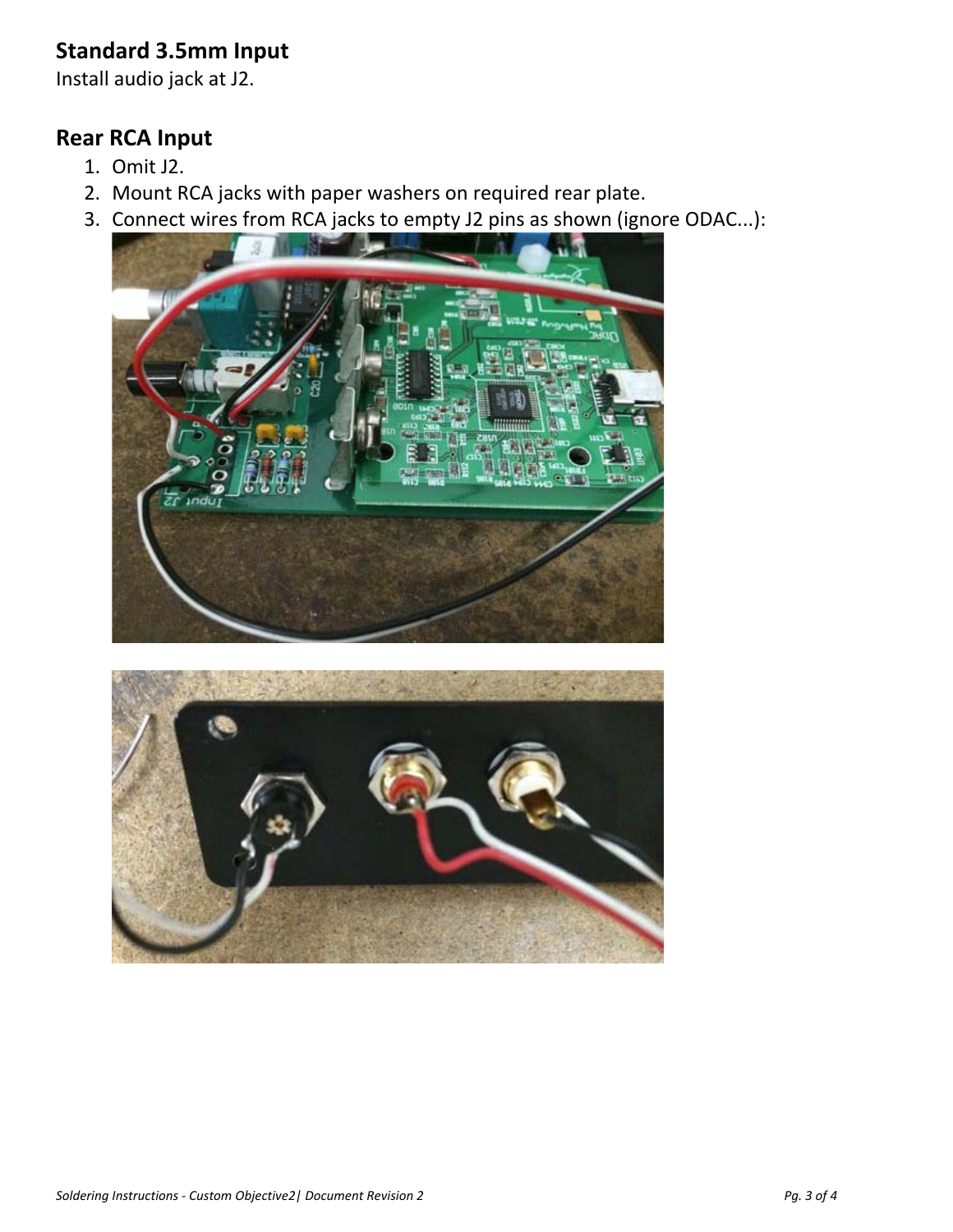## Standard 3.5mm Input

Install audio jack at J2.

## Rear RCA Input

1. Omit J2.
2. Mount RCA jacks with paper washers on required rear plate.
3. Connect wires from RCA jacks to empty J2 pins as shown (ignore ODAC...):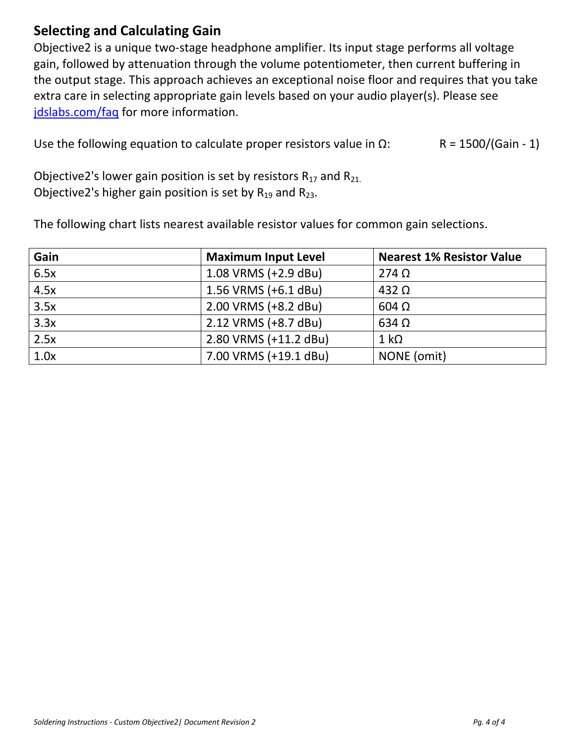## Selecting and Calculating Gain

Objective2 is a unique two-stage headphone amplifier. Its input stage performs all voltage gain, followed by attenuation through the volume potentiometer, then current buffering in the output stage. This approach achieves an exceptional noise floor and requires that you take extra care in selecting appropriate gain levels based on your audio player(s). Please see jdslabs.com/faq for more information.

Use the following equation to calculate proper resistors value in Ω: $R = 1500/(\text{Gain} - 1)$

Objective2's lower gain position is set by resistors $R_{17}$ and $R_{21}$.
Objective2's higher gain position is set by $R_{19}$ and $R_{23}$.

The following chart lists nearest available resistor values for common gain selections.

| Gain | Maximum Input Level | Nearest 1% Resistor Value |
|---|---|---|
| 6.5x | 1.08 VRMS (+2.9 dBu) | 274 Ω |
| 4.5x | 1.56 VRMS (+6.1 dBu) | 432 Ω |
| 3.5x | 2.00 VRMS (+8.2 dBu) | 604 Ω |
| 3.3x | 2.12 VRMS (+8.7 dBu) | 634 Ω |
| 2.5x | 2.80 VRMS (+11.2 dBu) | 1 kΩ |
| 1.0x | 7.00 VRMS (+19.1 dBu) | NONE (omit) |